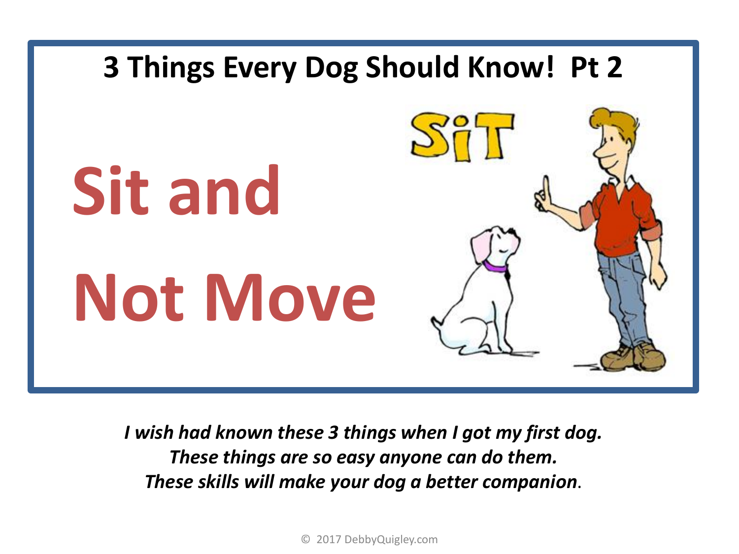# 3 Things Every Dog Should Know! Pt 2

## Sit and Not Move

SIT

*I wish had known these 3 things when I got my first dog.*
*These things are so easy anyone can do them.*
*These skills will make your dog a better companion.*

© 2017 DebbyQuigley.com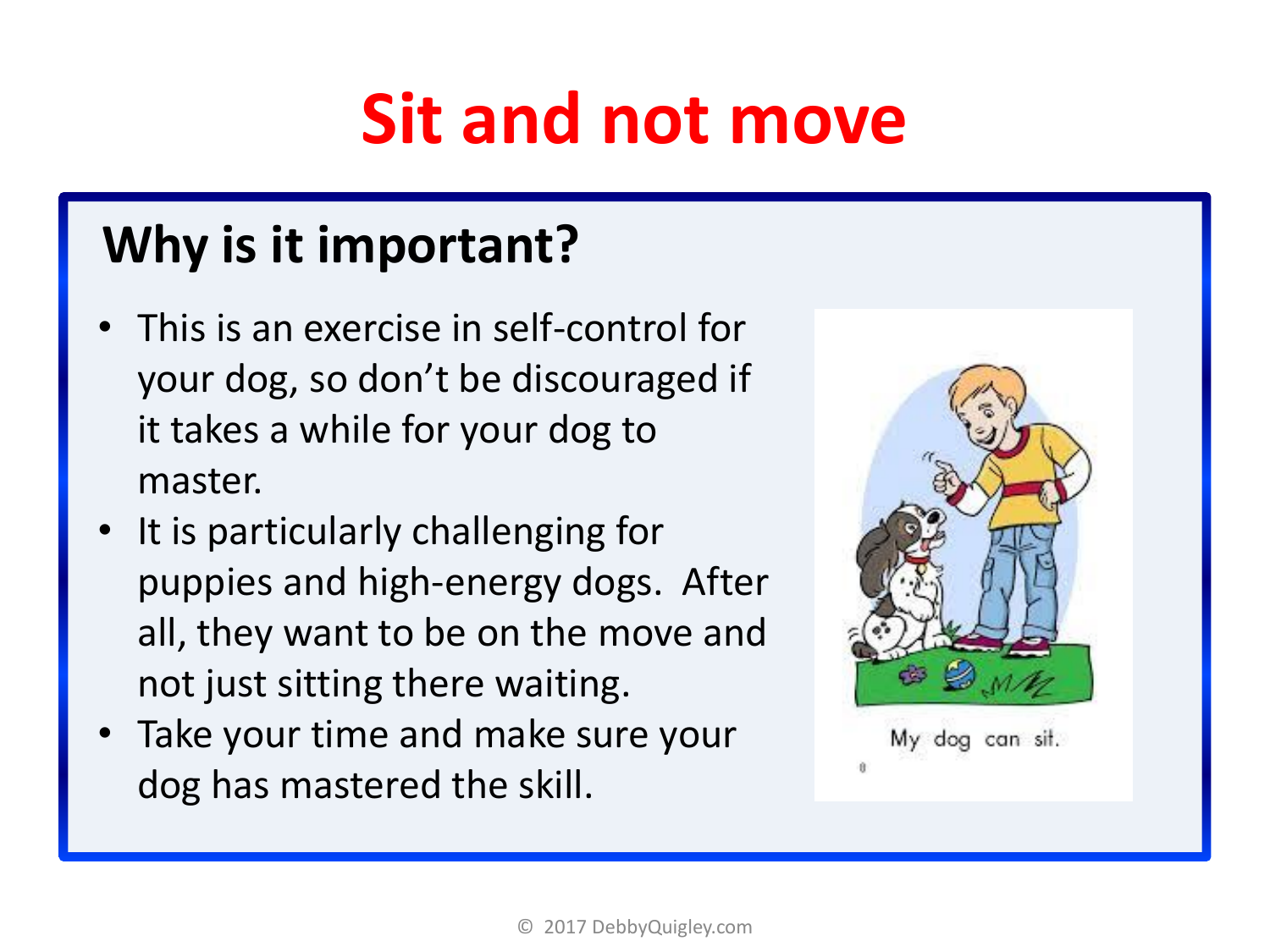# Sit and not move

## Why is it important?

- This is an exercise in self-control for your dog, so don't be discouraged if it takes a while for your dog to master.
- It is particularly challenging for puppies and high-energy dogs. After all, they want to be on the move and not just sitting there waiting.
- Take your time and make sure your dog has mastered the skill.

© 2017 DebbyQuigley.com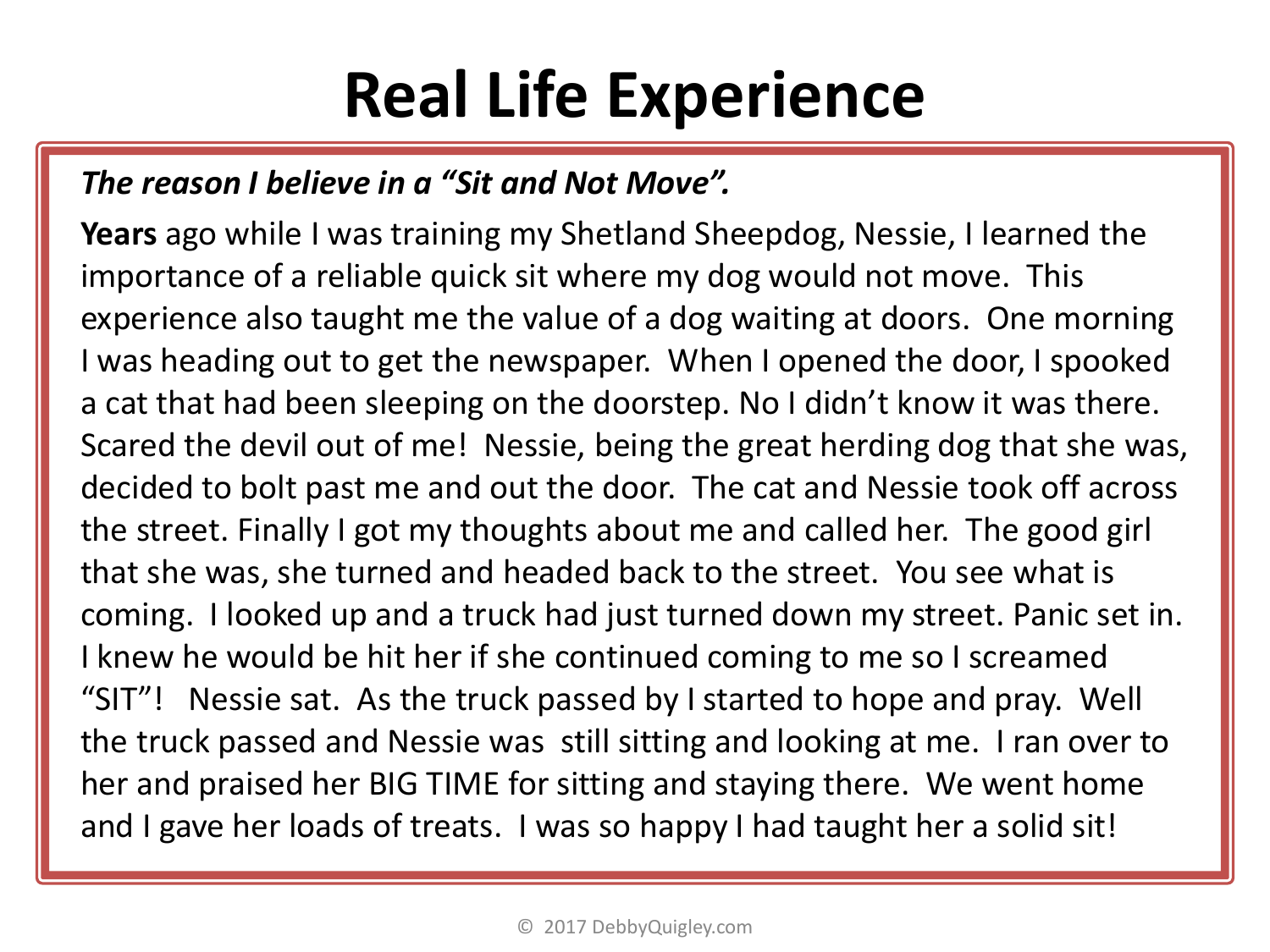# Real Life Experience

***The reason I believe in a "Sit and Not Move".***

**Years** ago while I was training my Shetland Sheepdog, Nessie, I learned the importance of a reliable quick sit where my dog would not move. This experience also taught me the value of a dog waiting at doors. One morning I was heading out to get the newspaper. When I opened the door, I spooked a cat that had been sleeping on the doorstep. No I didn't know it was there. Scared the devil out of me! Nessie, being the great herding dog that she was, decided to bolt past me and out the door. The cat and Nessie took off across the street. Finally I got my thoughts about me and called her. The good girl that she was, she turned and headed back to the street. You see what is coming. I looked up and a truck had just turned down my street. Panic set in. I knew he would be hit her if she continued coming to me so I screamed "SIT"! Nessie sat. As the truck passed by I started to hope and pray. Well the truck passed and Nessie was still sitting and looking at me. I ran over to her and praised her BIG TIME for sitting and staying there. We went home and I gave her loads of treats. I was so happy I had taught her a solid sit!

© 2017 DebbyQuigley.com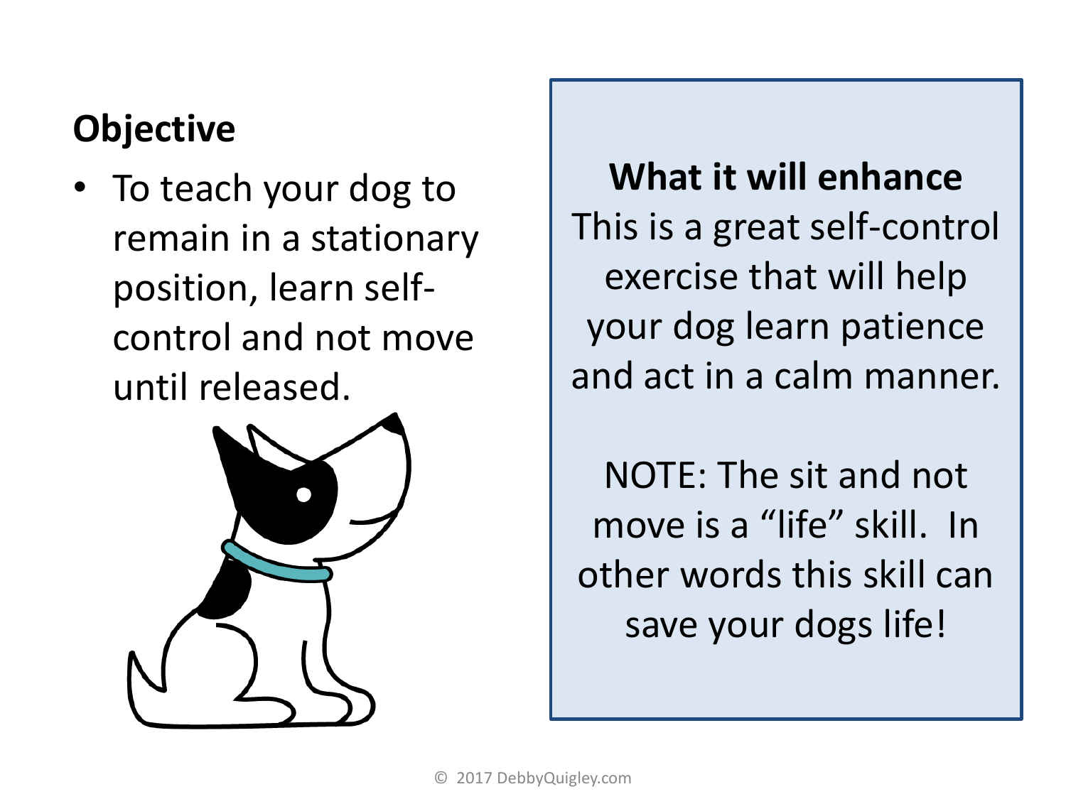## Objective

- To teach your dog to remain in a stationary position, learn self-control and not move until released.

**What it will enhance**

This is a great self-control exercise that will help your dog learn patience and act in a calm manner.

NOTE: The sit and not move is a “life” skill. In other words this skill can save your dogs life!

© 2017 DebbyQuigley.com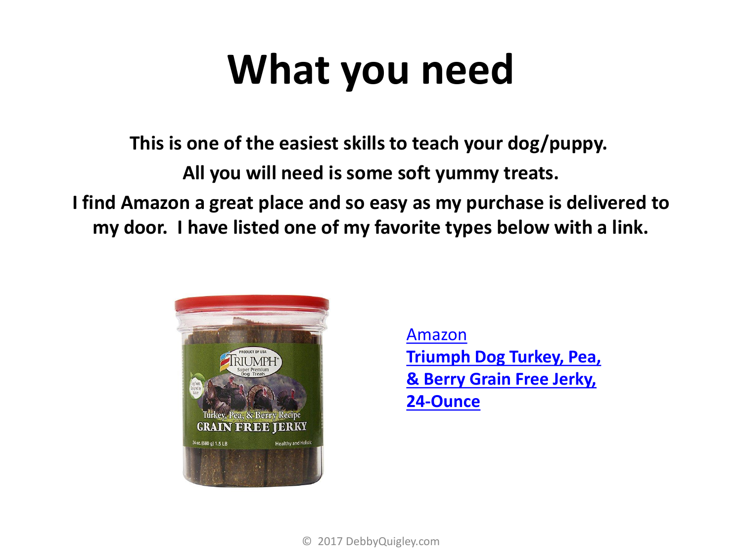# What you need

**This is one of the easiest skills to teach your dog/puppy.**

**All you will need is some soft yummy treats.**

**I find Amazon a great place and so easy as my purchase is delivered to my door. I have listed one of my favorite types below with a link.**

Amazon

**Triumph Dog Turkey, Pea, & Berry Grain Free Jerky, 24-Ounce**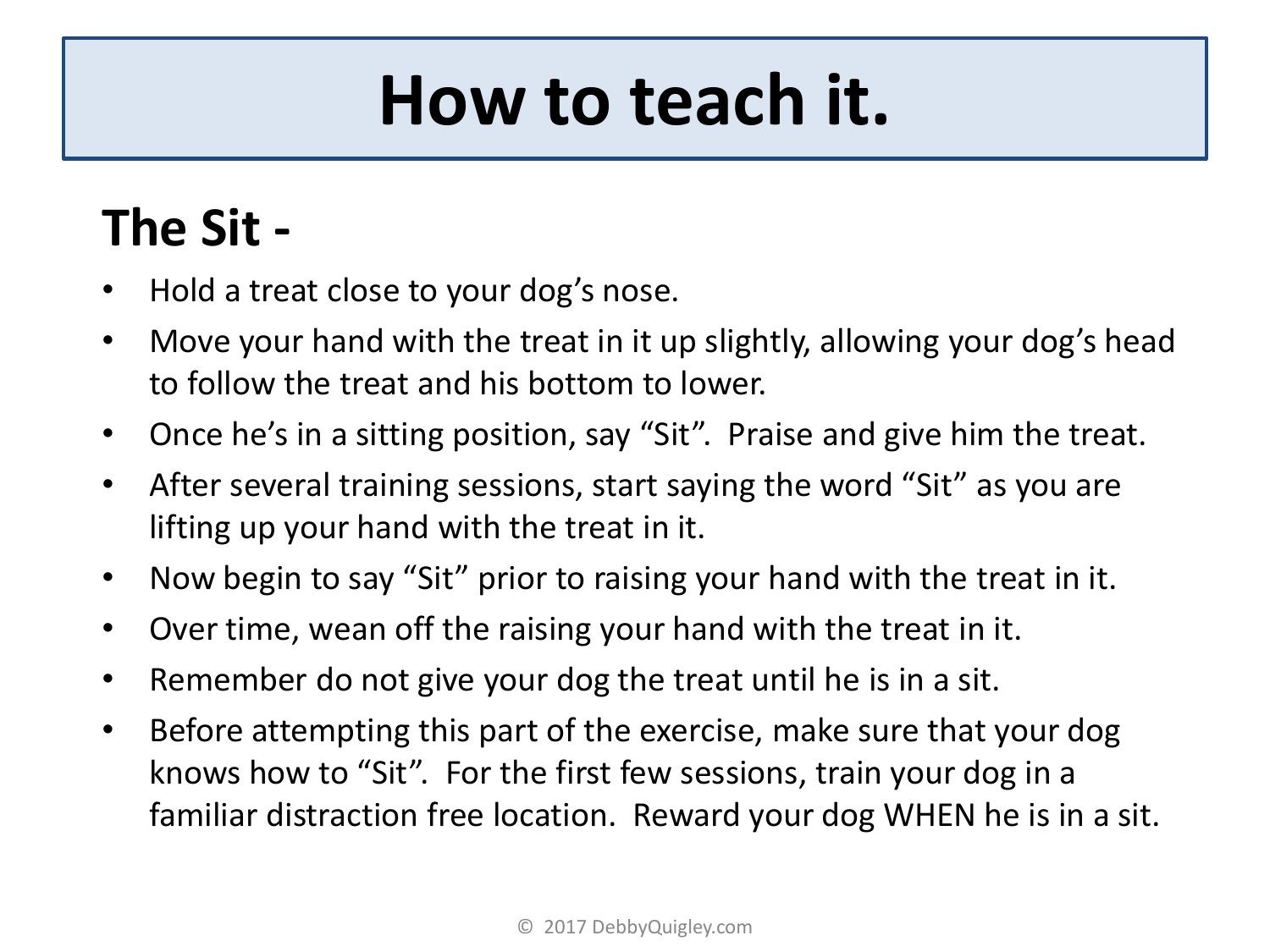# How to teach it.

## The Sit -

- Hold a treat close to your dog's nose.
- Move your hand with the treat in it up slightly, allowing your dog's head to follow the treat and his bottom to lower.
- Once he's in a sitting position, say "Sit". Praise and give him the treat.
- After several training sessions, start saying the word "Sit" as you are lifting up your hand with the treat in it.
- Now begin to say "Sit" prior to raising your hand with the treat in it.
- Over time, wean off the raising your hand with the treat in it.
- Remember do not give your dog the treat until he is in a sit.
- Before attempting this part of the exercise, make sure that your dog knows how to "Sit". For the first few sessions, train your dog in a familiar distraction free location. Reward your dog WHEN he is in a sit.

© 2017 DebbyQuigley.com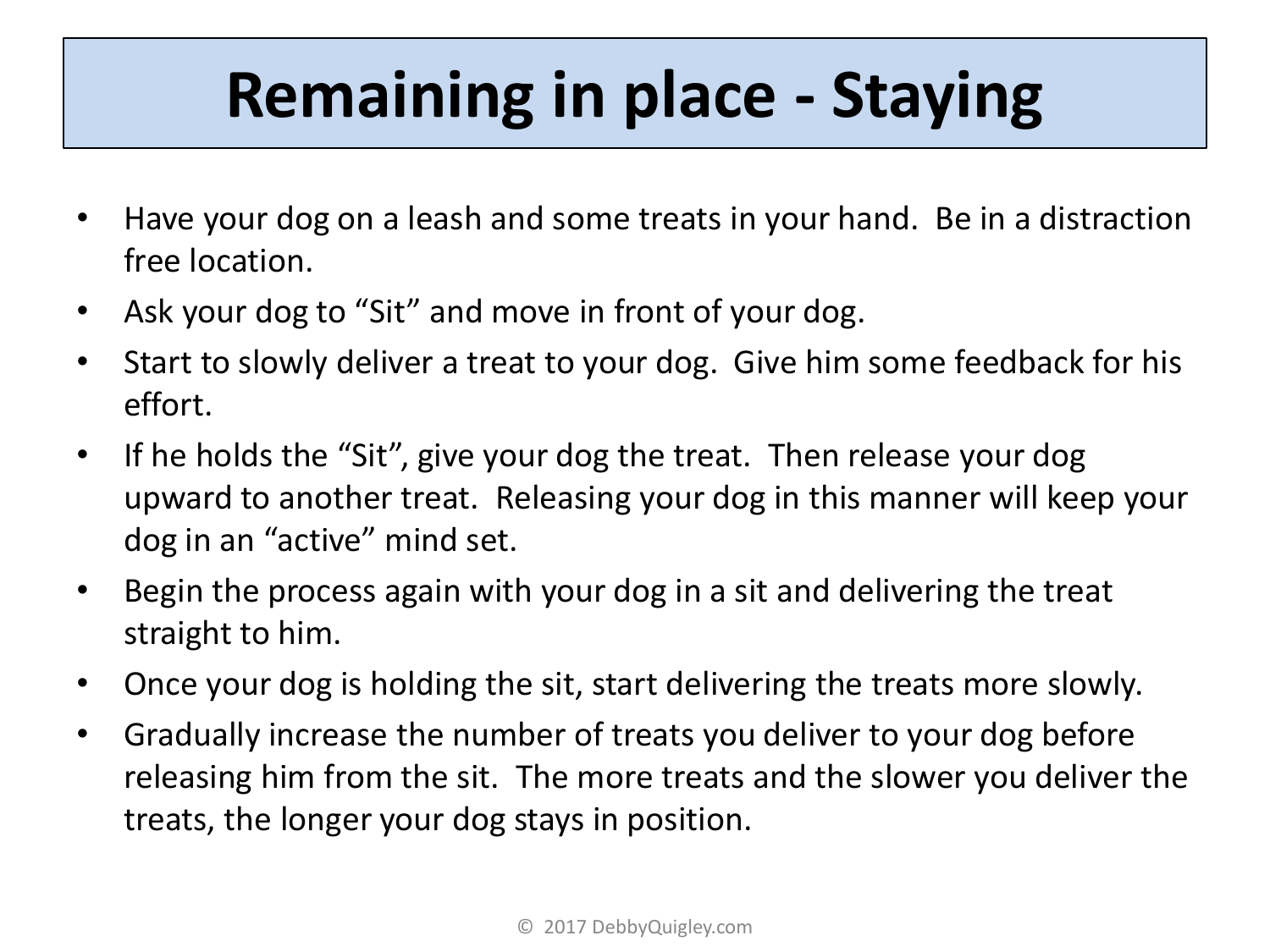# Remaining in place - Staying

- Have your dog on a leash and some treats in your hand. Be in a distraction free location.
- Ask your dog to "Sit" and move in front of your dog.
- Start to slowly deliver a treat to your dog. Give him some feedback for his effort.
- If he holds the "Sit", give your dog the treat. Then release your dog upward to another treat. Releasing your dog in this manner will keep your dog in an "active" mind set.
- Begin the process again with your dog in a sit and delivering the treat straight to him.
- Once your dog is holding the sit, start delivering the treats more slowly.
- Gradually increase the number of treats you deliver to your dog before releasing him from the sit. The more treats and the slower you deliver the treats, the longer your dog stays in position.

© 2017 DebbyQuigley.com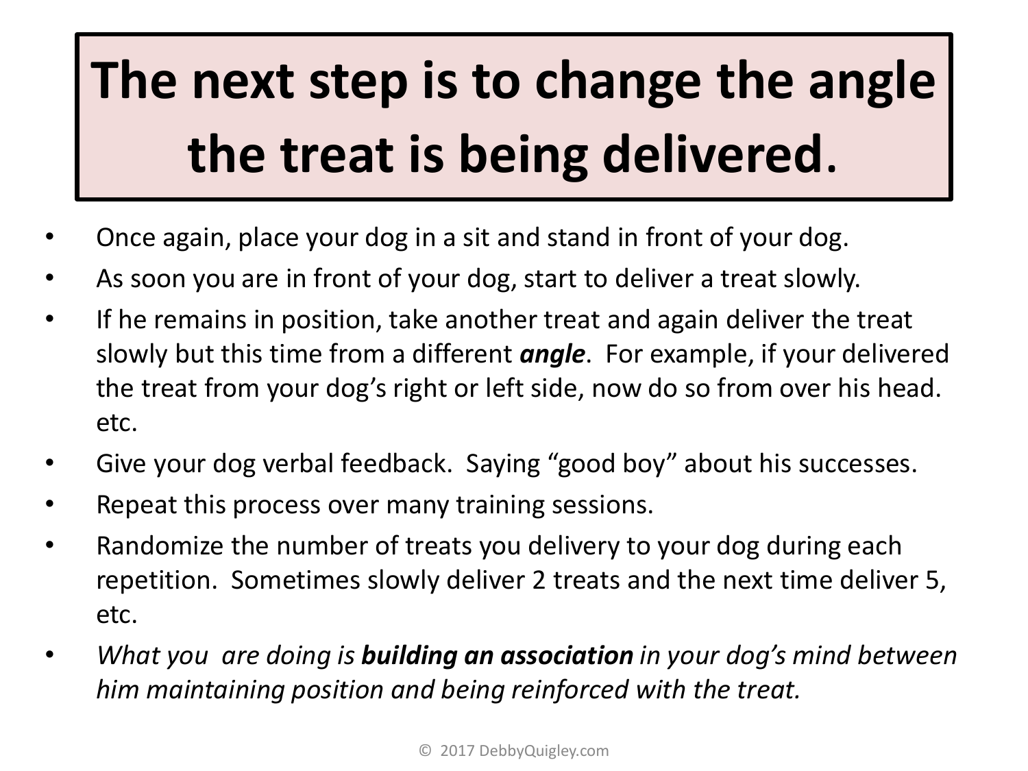# The next step is to change the angle the treat is being delivered.

- Once again, place your dog in a sit and stand in front of your dog.
- As soon you are in front of your dog, start to deliver a treat slowly.
- If he remains in position, take another treat and again deliver the treat slowly but this time from a different ***angle***. For example, if your delivered the treat from your dog's right or left side, now do so from over his head. etc.
- Give your dog verbal feedback. Saying "good boy" about his successes.
- Repeat this process over many training sessions.
- Randomize the number of treats you delivery to your dog during each repetition. Sometimes slowly deliver 2 treats and the next time deliver 5, etc.
- *What you are doing is **building an association** in your dog's mind between him maintaining position and being reinforced with the treat.*

© 2017 DebbyQuigley.com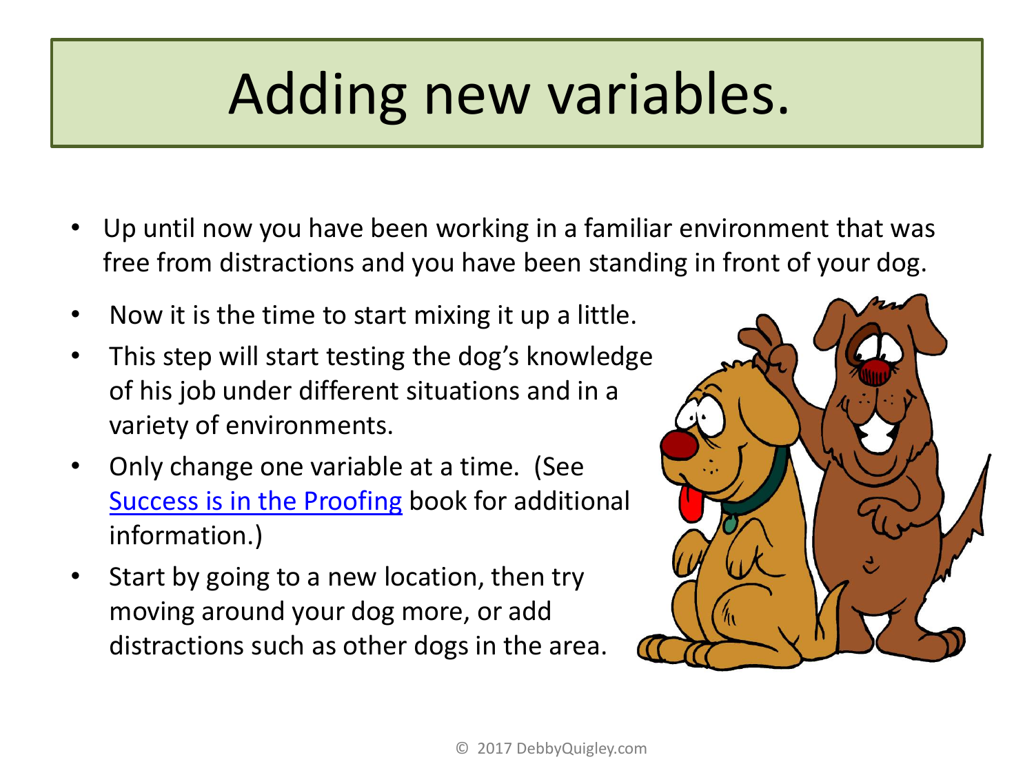# Adding new variables.

- Up until now you have been working in a familiar environment that was free from distractions and you have been standing in front of your dog.
- Now it is the time to start mixing it up a little.
- This step will start testing the dog's knowledge of his job under different situations and in a variety of environments.
- Only change one variable at a time. (See Success is in the Proofing book for additional information.)
- Start by going to a new location, then try moving around your dog more, or add distractions such as other dogs in the area.

© 2017 DebbyQuigley.com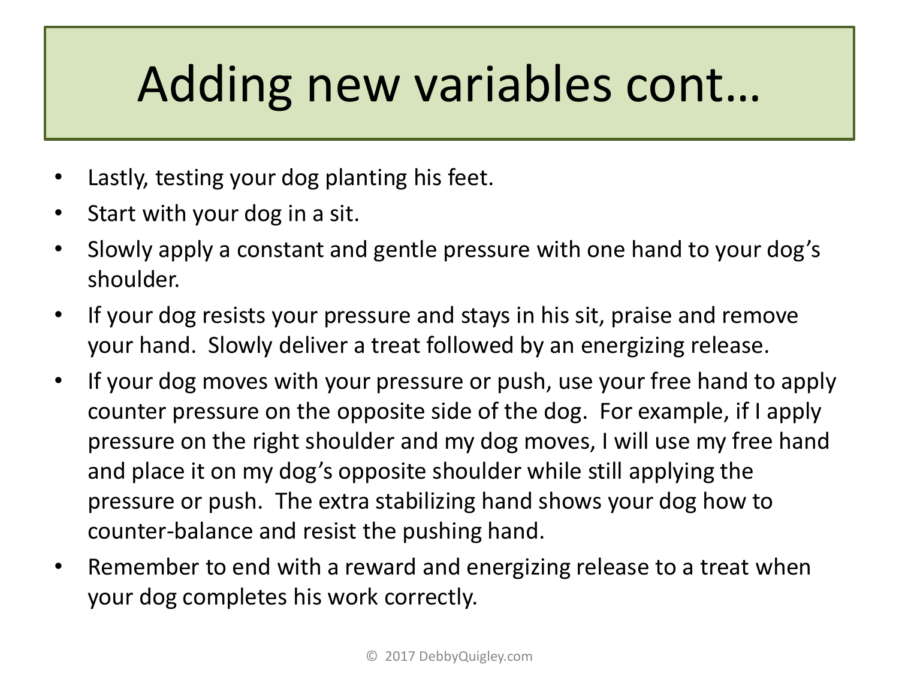# Adding new variables cont…

- Lastly, testing your dog planting his feet.
- Start with your dog in a sit.
- Slowly apply a constant and gentle pressure with one hand to your dog's shoulder.
- If your dog resists your pressure and stays in his sit, praise and remove your hand. Slowly deliver a treat followed by an energizing release.
- If your dog moves with your pressure or push, use your free hand to apply counter pressure on the opposite side of the dog. For example, if I apply pressure on the right shoulder and my dog moves, I will use my free hand and place it on my dog's opposite shoulder while still applying the pressure or push. The extra stabilizing hand shows your dog how to counter-balance and resist the pushing hand.
- Remember to end with a reward and energizing release to a treat when your dog completes his work correctly.

© 2017 DebbyQuigley.com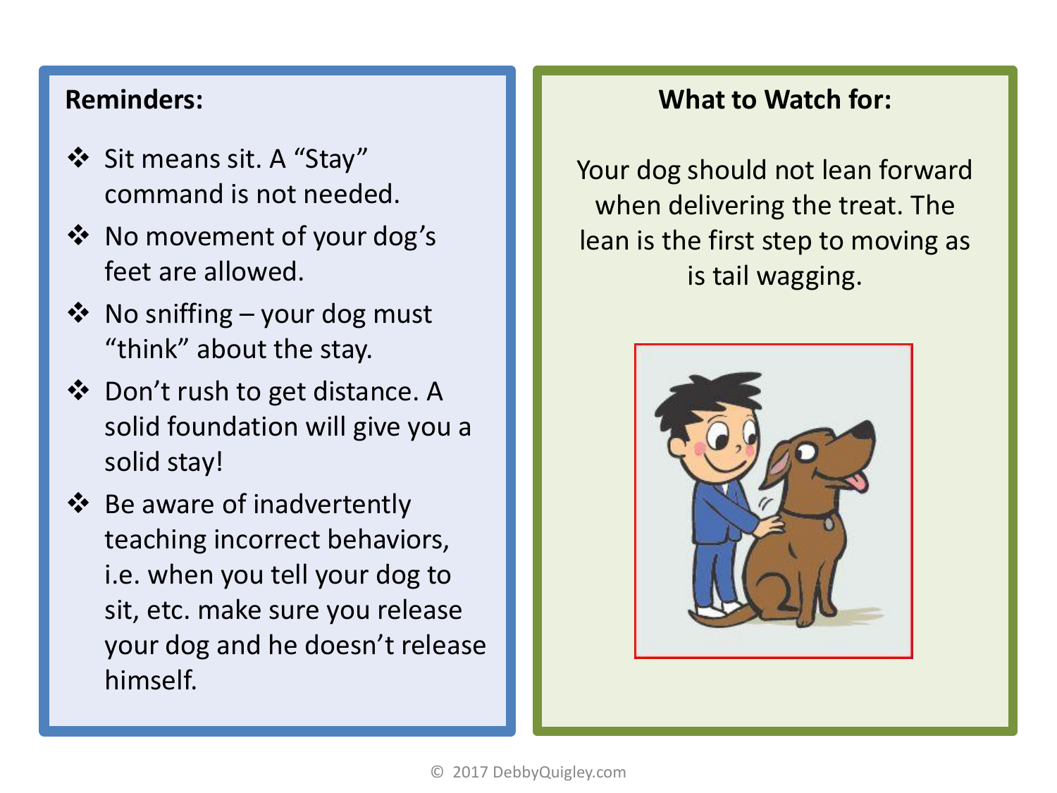**Reminders:**

- Sit means sit. A “Stay” command is not needed.
- No movement of your dog’s feet are allowed.
- No sniffing – your dog must “think” about the stay.
- Don’t rush to get distance. A solid foundation will give you a solid stay!
- Be aware of inadvertently teaching incorrect behaviors, i.e. when you tell your dog to sit, etc. make sure you release your dog and he doesn’t release himself.

**What to Watch for:**

Your dog should not lean forward when delivering the treat. The lean is the first step to moving as is tail wagging.

© 2017 DebbyQuigley.com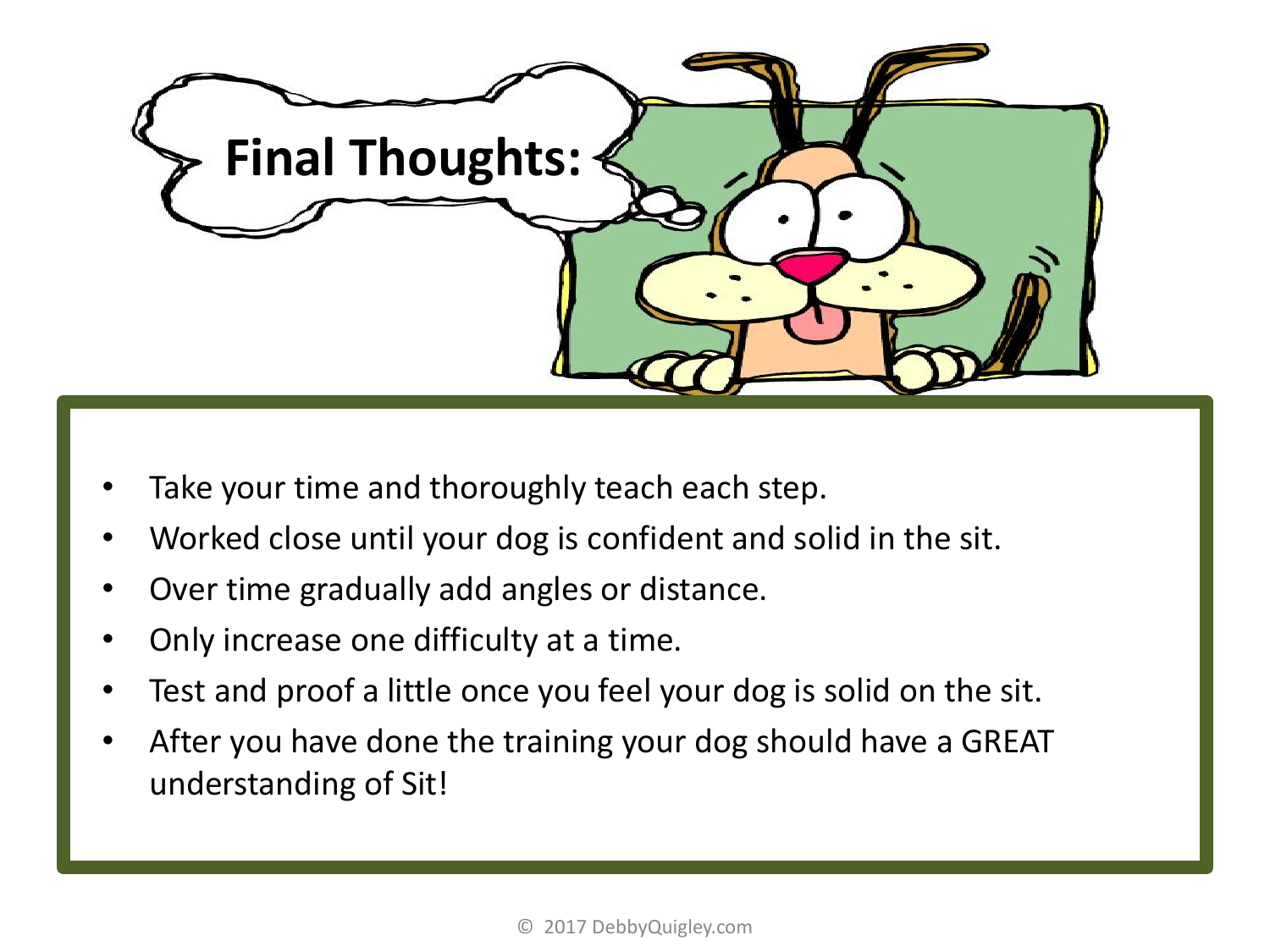# Final Thoughts:

- Take your time and thoroughly teach each step.
- Worked close until your dog is confident and solid in the sit.
- Over time gradually add angles or distance.
- Only increase one difficulty at a time.
- Test and proof a little once you feel your dog is solid on the sit.
- After you have done the training your dog should have a GREAT understanding of Sit!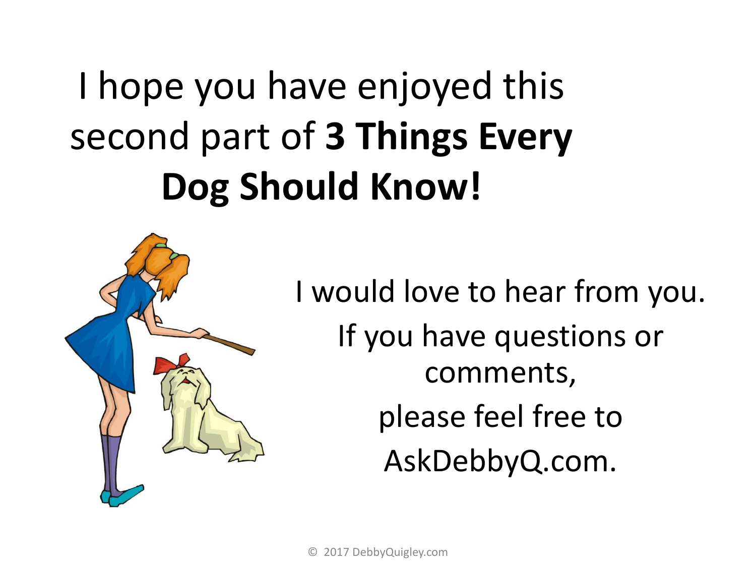I hope you have enjoyed this second part of **3 Things Every Dog Should Know!**

I would love to hear from you.

If you have questions or comments,

please feel free to

AskDebbyQ.com.

© 2017 DebbyQuigley.com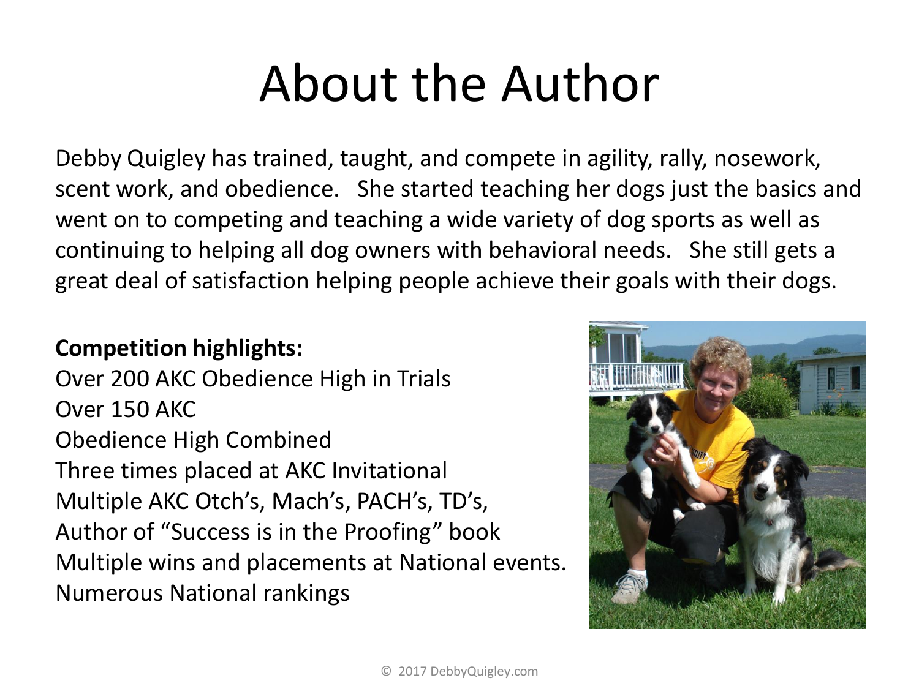# About the Author

Debby Quigley has trained, taught, and compete in agility, rally, nosework, scent work, and obedience. She started teaching her dogs just the basics and went on to competing and teaching a wide variety of dog sports as well as continuing to helping all dog owners with behavioral needs. She still gets a great deal of satisfaction helping people achieve their goals with their dogs.

**Competition highlights:**

Over 200 AKC Obedience High in Trials
Over 150 AKC
Obedience High Combined
Three times placed at AKC Invitational
Multiple AKC Otch's, Mach's, PACH's, TD's,
Author of "Success is in the Proofing" book
Multiple wins and placements at National events.
Numerous National rankings

© 2017 DebbyQuigley.com